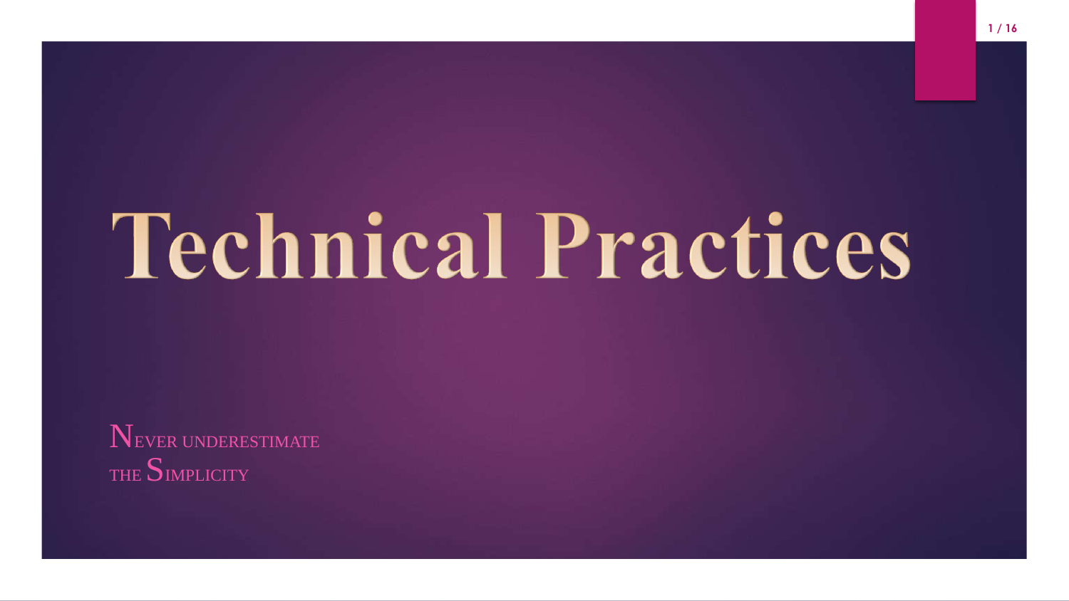# Technical Practices

Never underestimate the Simplicity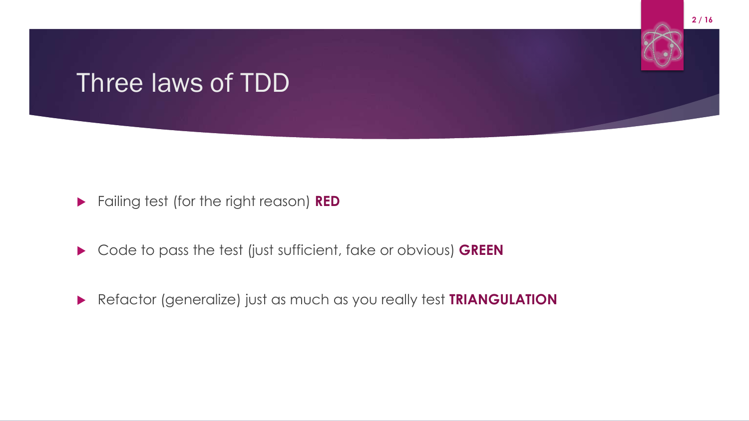# Three laws of TDD

- Failing test (for the right reason) **RED**
- Code to pass the test (just sufficient, fake or obvious) **GREEN**
- Refactor (generalize) just as much as you really test **TRIANGULATION**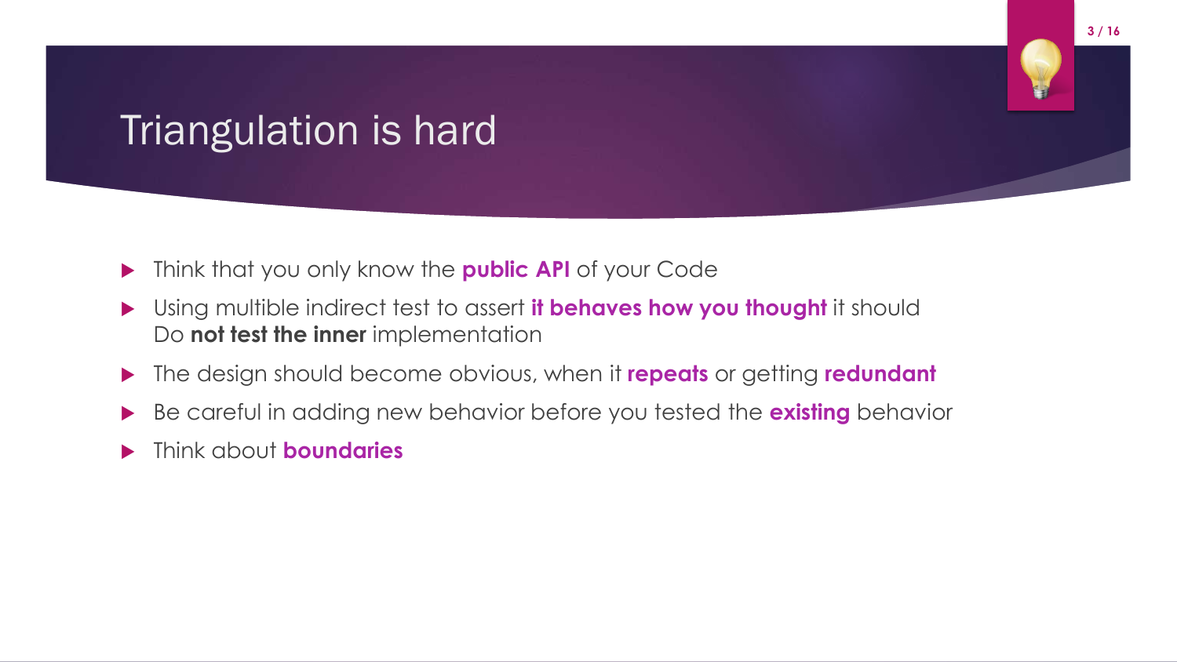# Triangulation is hard

- Think that you only know the **public API** of your Code
- Using multible indirect test to assert **it behaves how you thought** it should
  Do **not test the inner** implementation
- The design should become obvious, when it **repeats** or getting **redundant**
- Be careful in adding new behavior before you tested the **existing** behavior
- Think about **boundaries**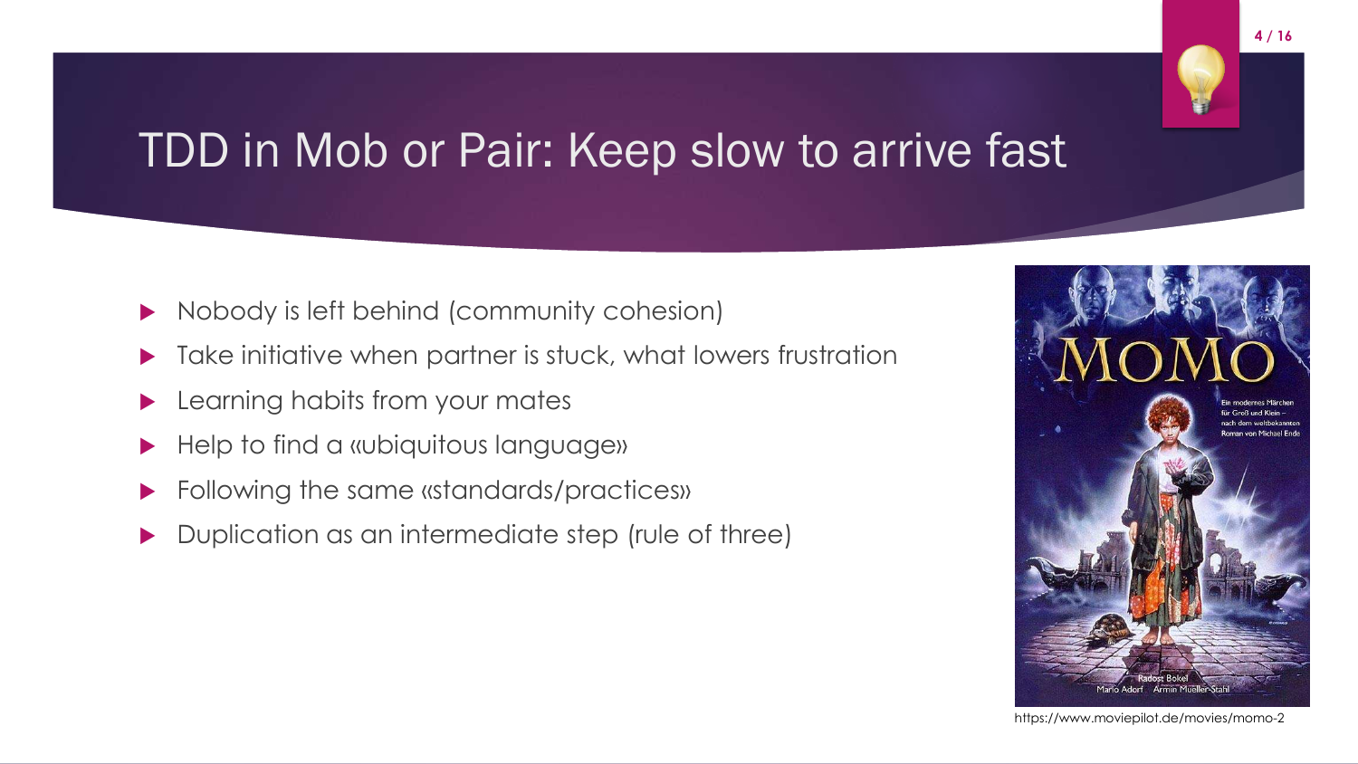# TDD in Mob or Pair: Keep slow to arrive fast

- Nobody is left behind (community cohesion)
- Take initiative when partner is stuck, what lowers frustration
- Learning habits from your mates
- Help to find a «ubiquitous language»
- Following the same «standards/practices»
- Duplication as an intermediate step (rule of three)

https://www.moviepilot.de/movies/momo-2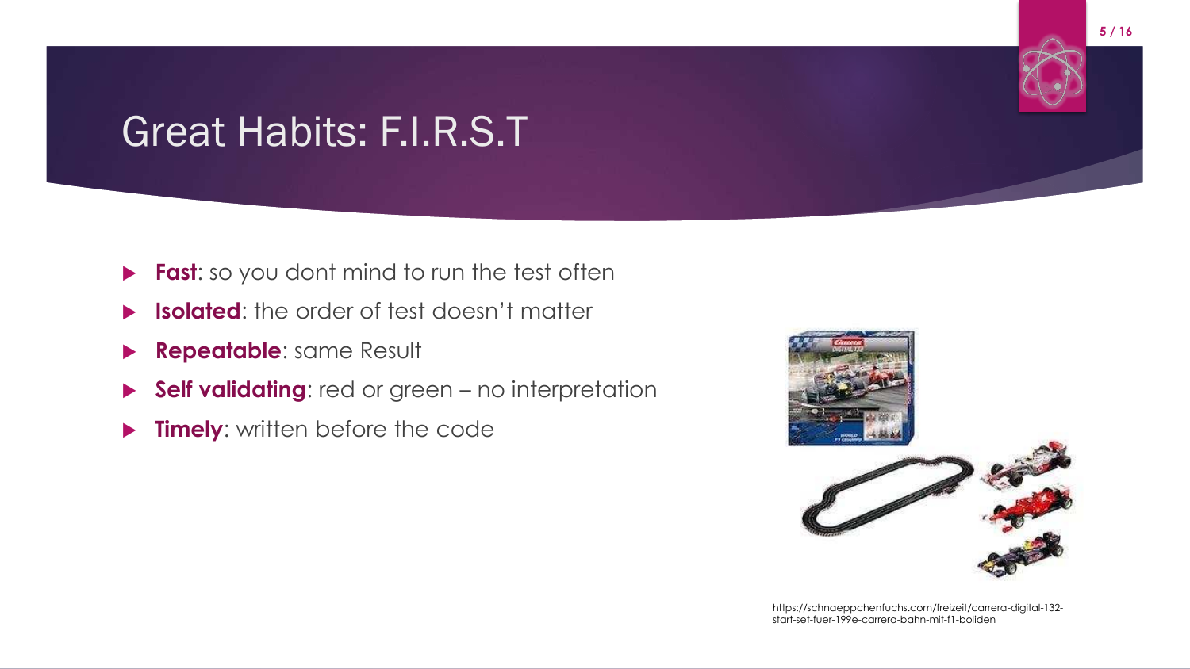# Great Habits: F.I.R.S.T

- **Fast**: so you dont mind to run the test often
- **Isolated**: the order of test doesn't matter
- **Repeatable**: same Result
- **Self validating**: red or green – no interpretation
- **Timely**: written before the code

https://schnaeppchenfuchs.com/freizeit/carrera-digital-132-start-set-fuer-199e-carrera-bahn-mit-f1-boliden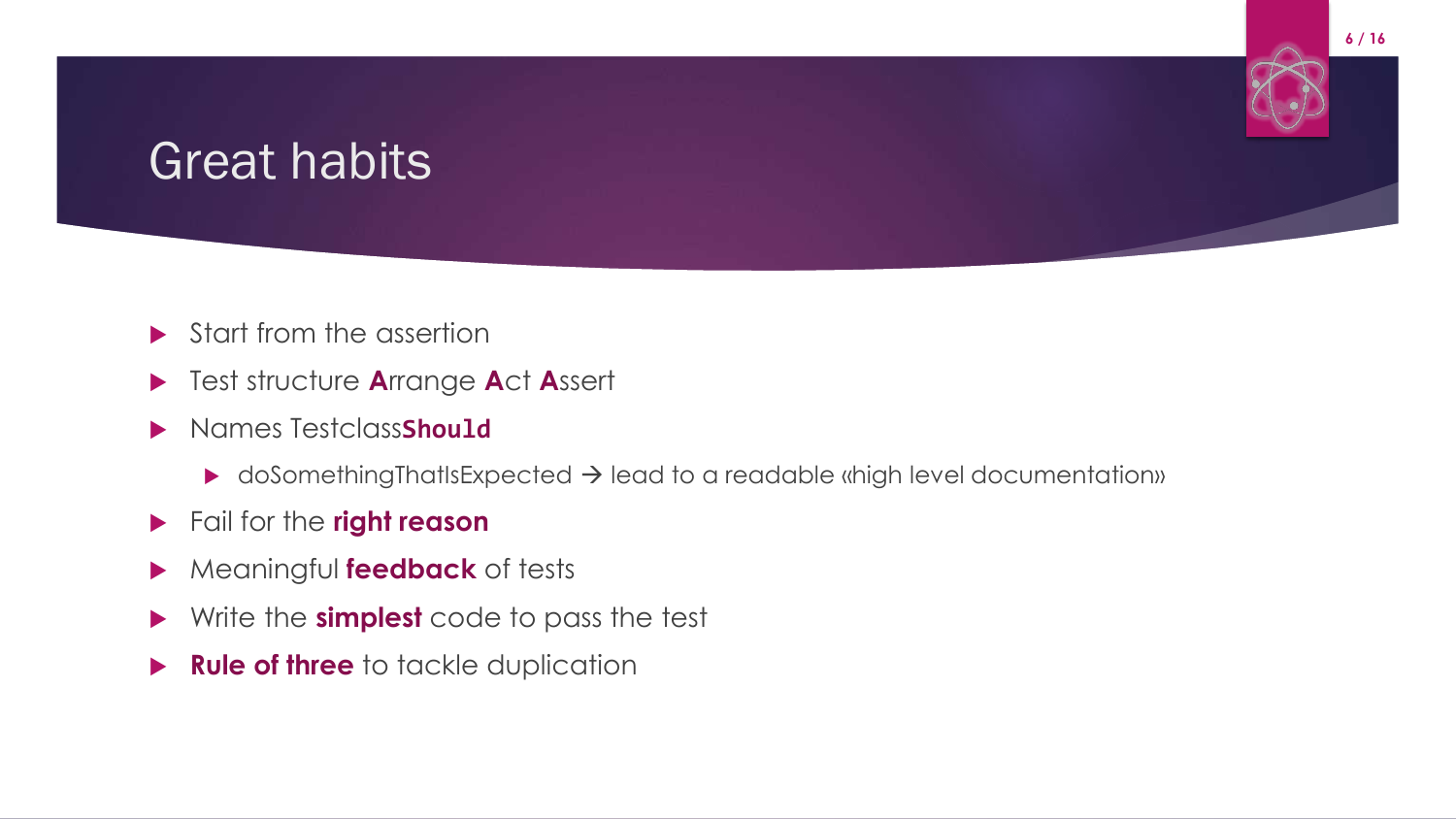# Great habits

- Start from the assertion
- Test structure **A**rrange **A**ct **A**ssert
- Names Testclass**Should**
  - doSomethingThatIsExpected → lead to a readable «high level documentation»
- Fail for the **right reason**
- Meaningful **feedback** of tests
- Write the **simplest** code to pass the test
- **Rule of three** to tackle duplication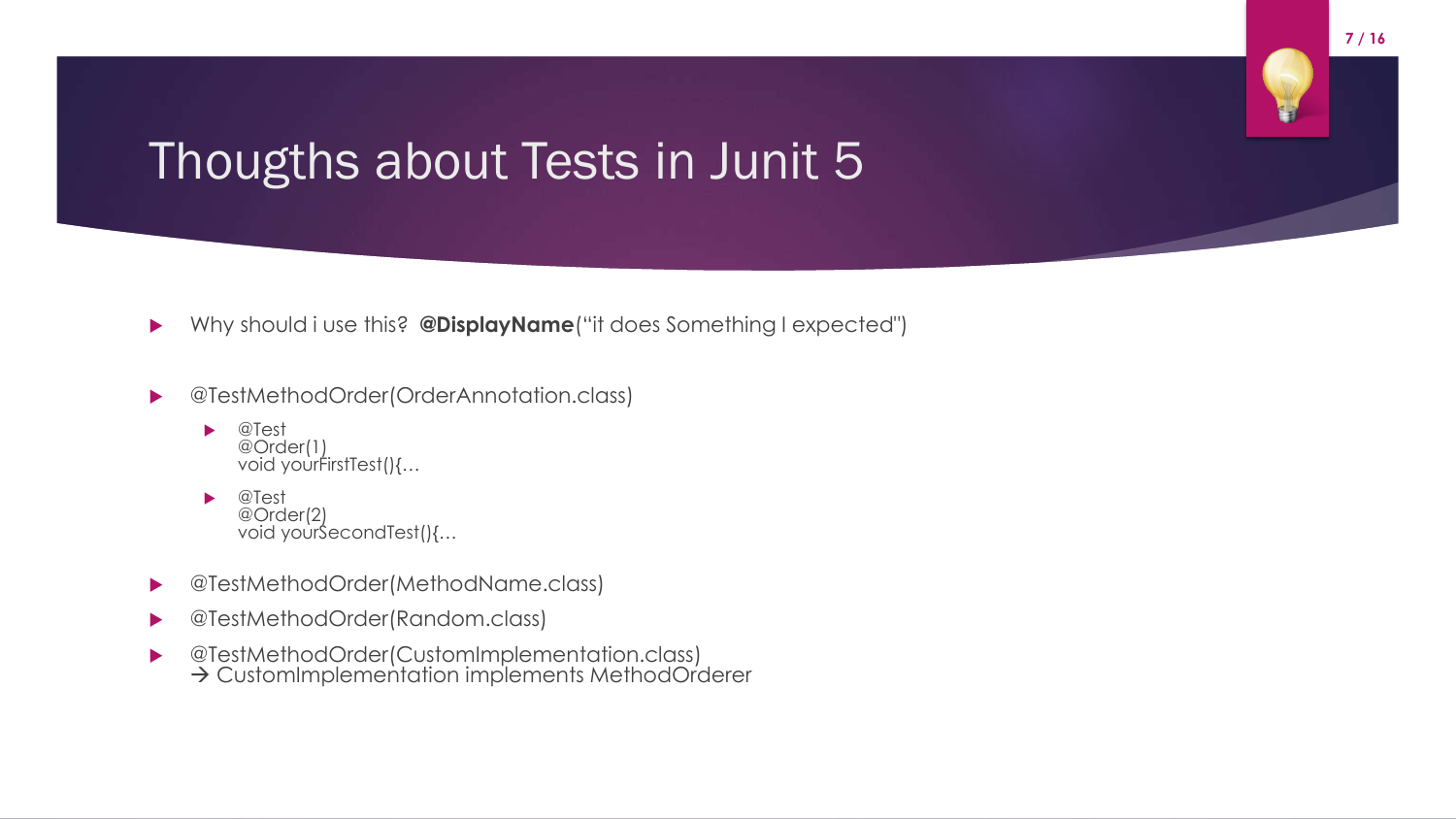# Thougths about Tests in Junit 5

- Why should i use this? **@DisplayName**("it does Something I expected")

- @TestMethodOrder(OrderAnnotation.class)
  - @Test
    @Order(1)
    void yourFirstTest(){…
  - @Test
    @Order(2)
    void yourSecondTest(){…

- @TestMethodOrder(MethodName.class)
- @TestMethodOrder(Random.class)
- @TestMethodOrder(CustomImplementation.class)
  → CustomImplementation implements MethodOrderer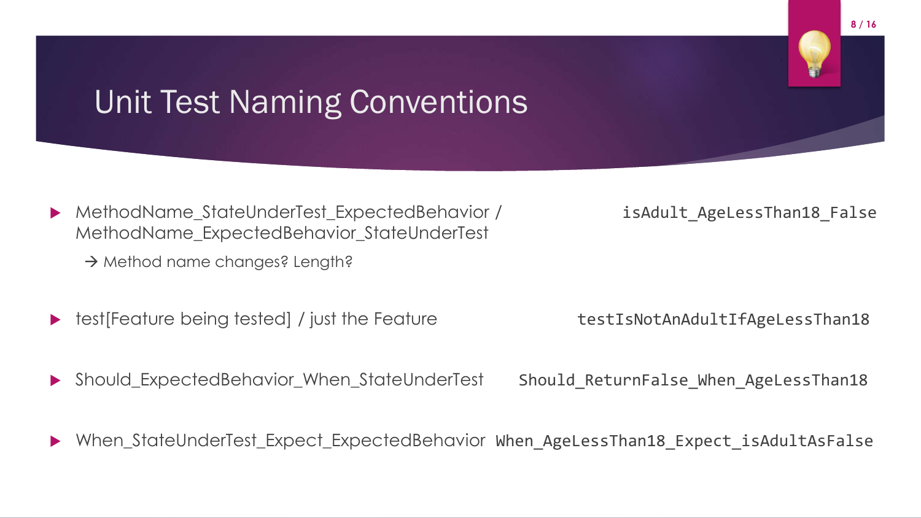# Unit Test Naming Conventions

- MethodName_StateUnderTest_ExpectedBehavior / MethodName_ExpectedBehavior_StateUnderTest

  → Method name changes? Length?

  `isAdult_AgeLessThan18_False`

- test[Feature being tested] / just the Feature

  `testIsNotAnAdultIfAgeLessThan18`

- Should_ExpectedBehavior_When_StateUnderTest

  `Should_ReturnFalse_When_AgeLessThan18`

- When_StateUnderTest_Expect_ExpectedBehavior

  `When_AgeLessThan18_Expect_isAdultAsFalse`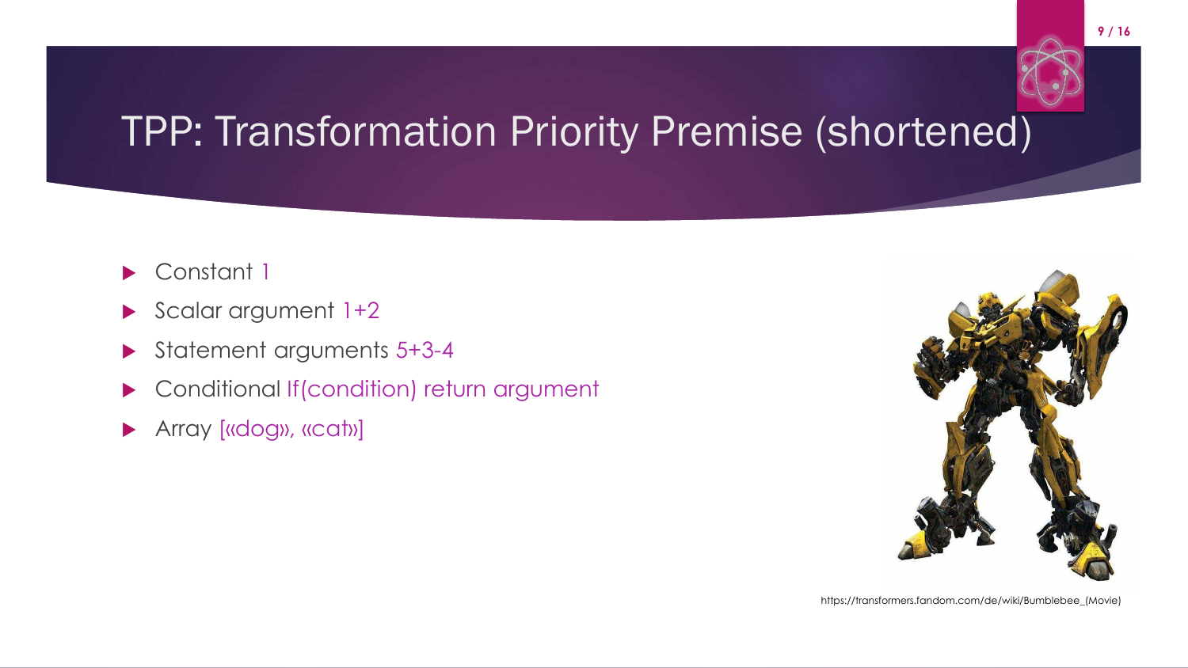# TPP: Transformation Priority Premise (shortened)

- Constant 1
- Scalar argument 1+2
- Statement arguments 5+3-4
- Conditional If(condition) return argument
- Array [«dog», «cat»]

https://transformers.fandom.com/de/wiki/Bumblebee_(Movie)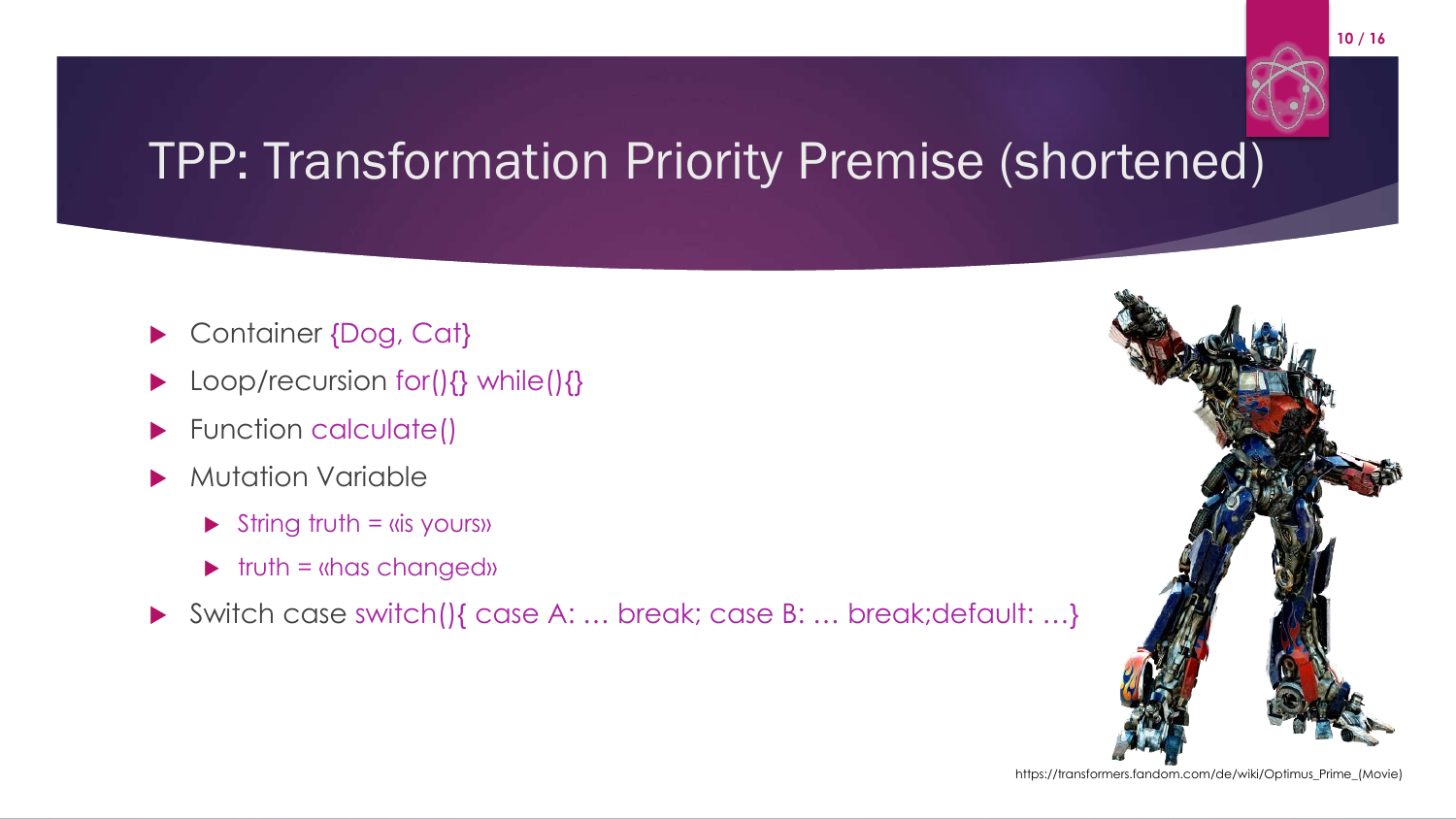# TPP: Transformation Priority Premise (shortened)

- Container {Dog, Cat}
- Loop/recursion for(){} while(){}
- Function calculate()
- Mutation Variable
  - String truth = «is yours»
  - truth = «has changed»
- Switch case switch(){ case A: … break; case B: … break;default: …}

https://transformers.fandom.com/de/wiki/Optimus_Prime_(Movie)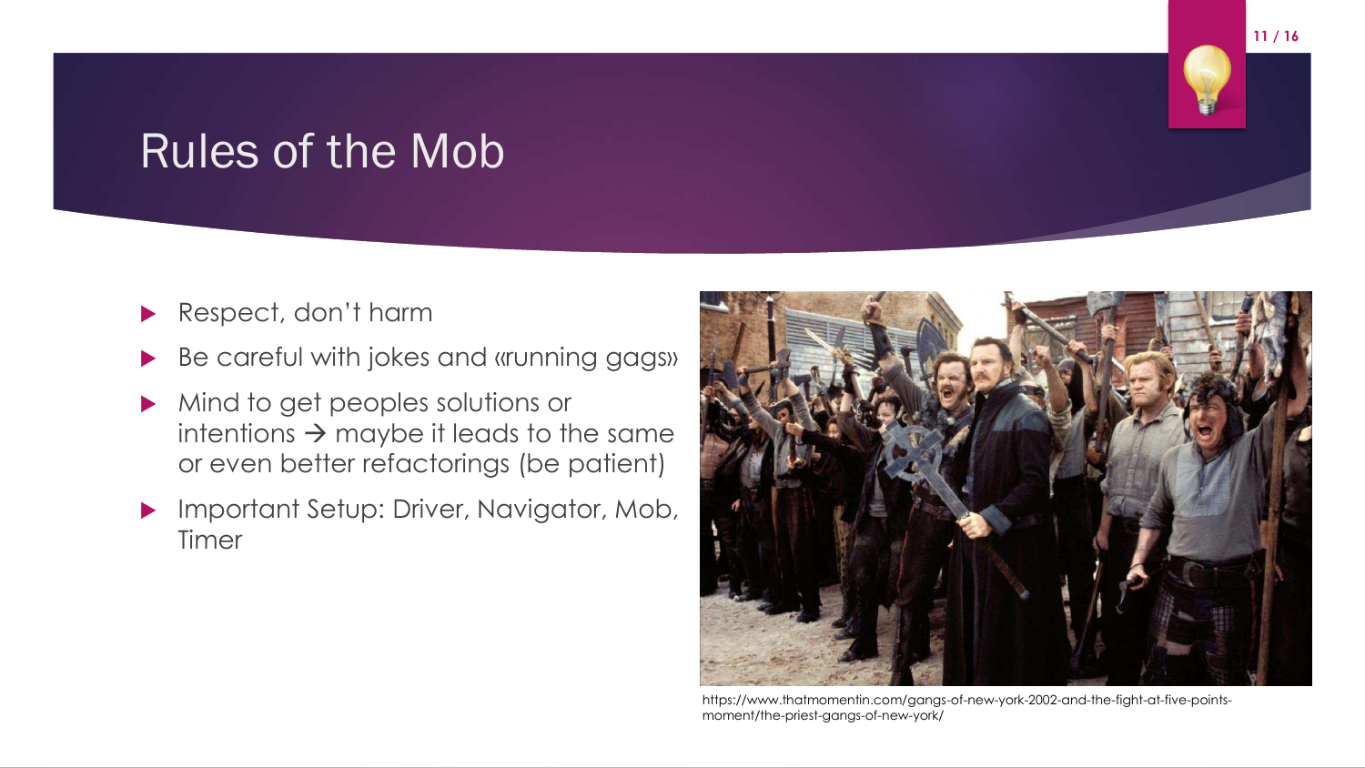# Rules of the Mob

- Respect, don't harm
- Be careful with jokes and «running gags»
- Mind to get peoples solutions or intentions → maybe it leads to the same or even better refactorings (be patient)
- Important Setup: Driver, Navigator, Mob, Timer

https://www.thatmomentin.com/gangs-of-new-york-2002-and-the-fight-at-five-points-moment/the-priest-gangs-of-new-york/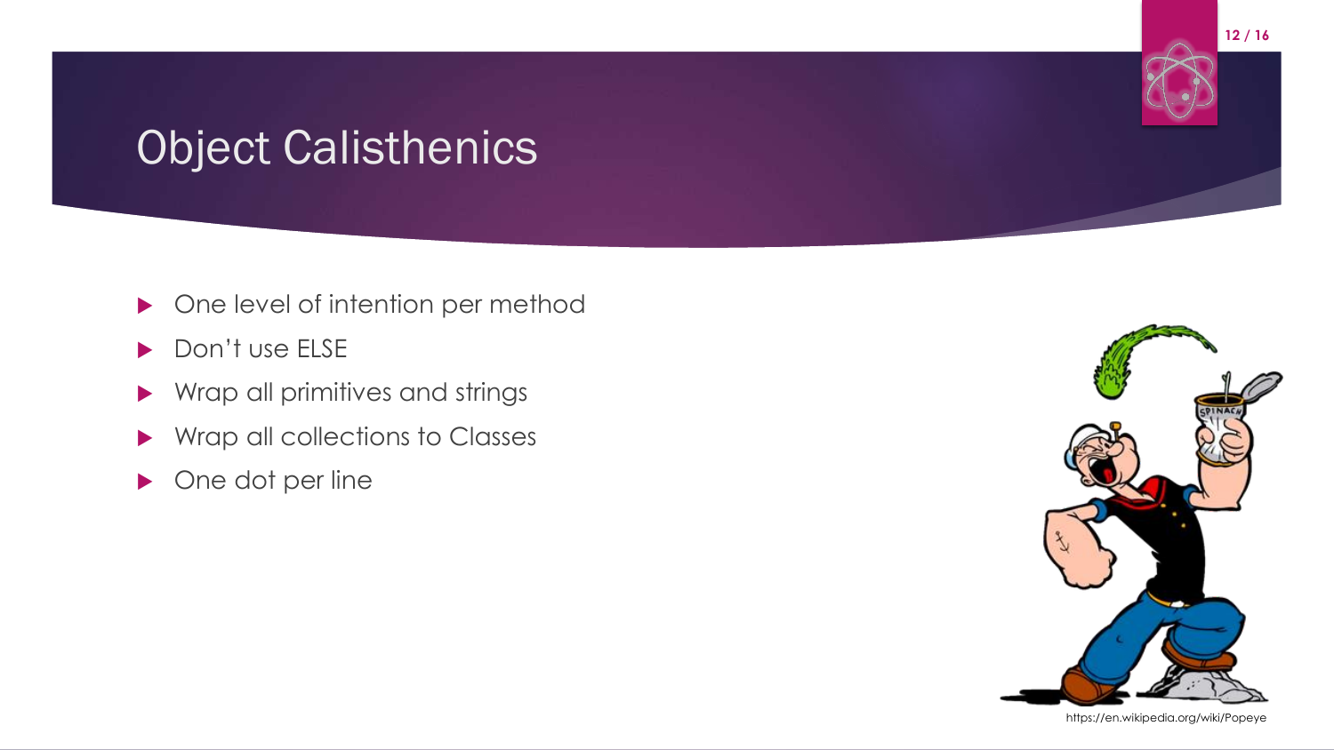# Object Calisthenics

- One level of intention per method
- Don’t use ELSE
- Wrap all primitives and strings
- Wrap all collections to Classes
- One dot per line

https://en.wikipedia.org/wiki/Popeye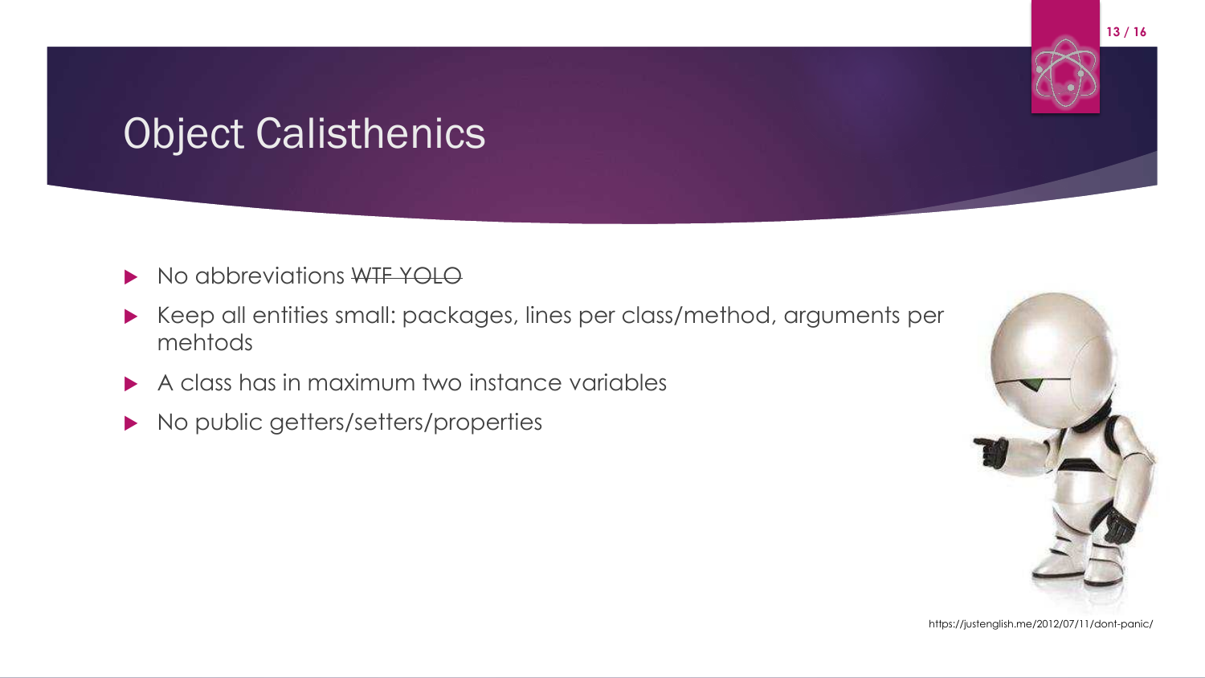# Object Calisthenics

- No abbreviations ~~WTF YOLO~~
- Keep all entities small: packages, lines per class/method, arguments per mehtods
- A class has in maximum two instance variables
- No public getters/setters/properties

https://justenglish.me/2012/07/11/dont-panic/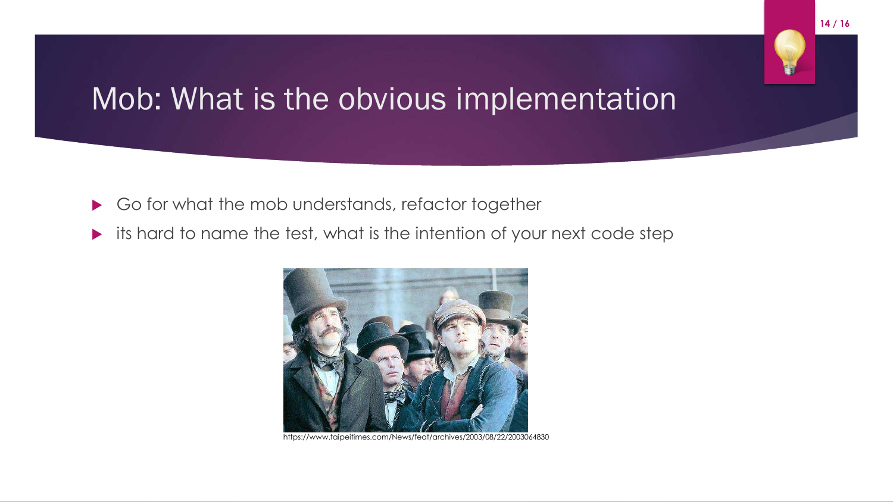# Mob: What is the obvious implementation

- Go for what the mob understands, refactor together
- its hard to name the test, what is the intention of your next code step

https://www.taipeitimes.com/News/feat/archives/2003/08/22/2003064830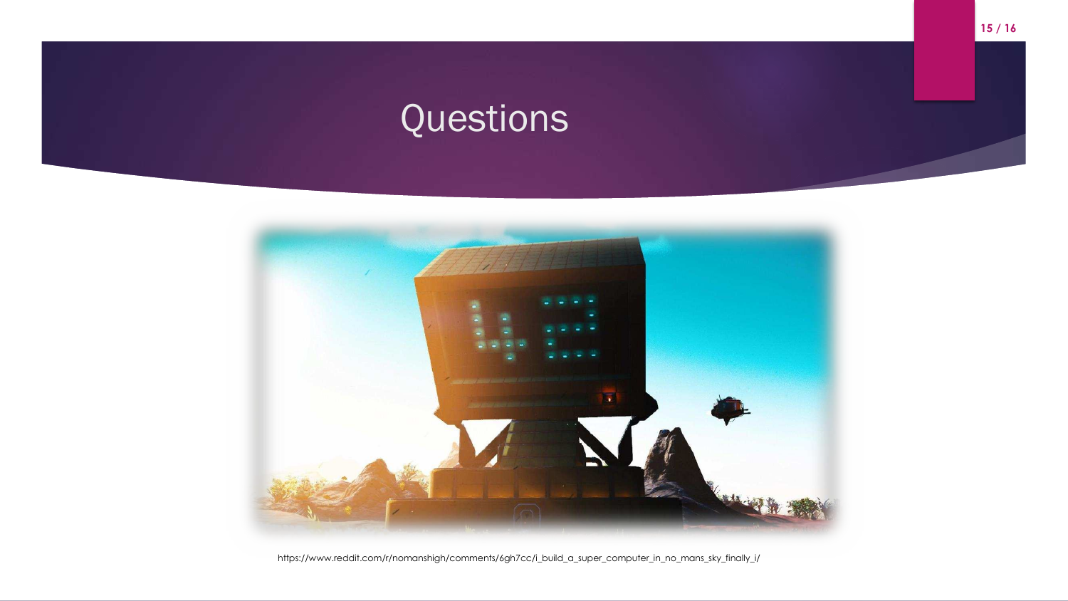# Questions

https://www.reddit.com/r/nomanshigh/comments/6gh7cc/i_build_a_super_computer_in_no_mans_sky_finally_i/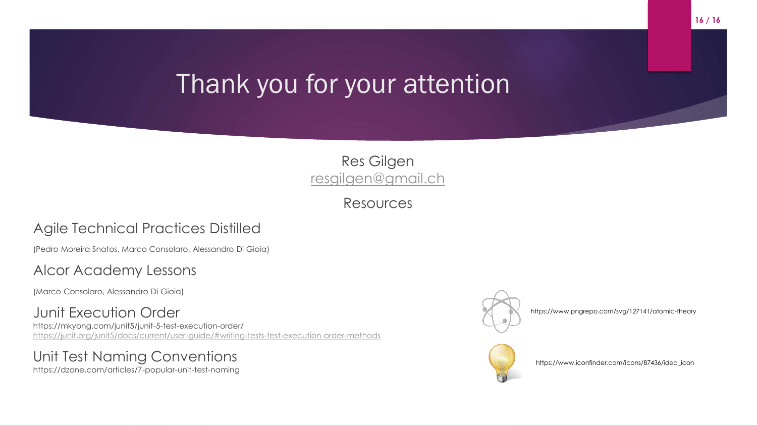# Thank you for your attention

Res Gilgen
resgilgen@gmail.ch

Resources

## Agile Technical Practices Distilled

(Pedro Moreira Snatos, Marco Consolaro, Alessandro Di Gioia)

## Alcor Academy Lessons

(Marco Consolaro, Alessandro Di Gioia)

## Junit Execution Order

https://mkyong.com/junit5/junit-5-test-execution-order/
https://junit.org/junit5/docs/current/user-guide/#writing-tests-test-execution-order-methods

## Unit Test Naming Conventions

https://dzone.com/articles/7-popular-unit-test-naming

https://www.pngrepo.com/svg/127141/atomic-theory

https://www.iconfinder.com/icons/87436/idea_icon